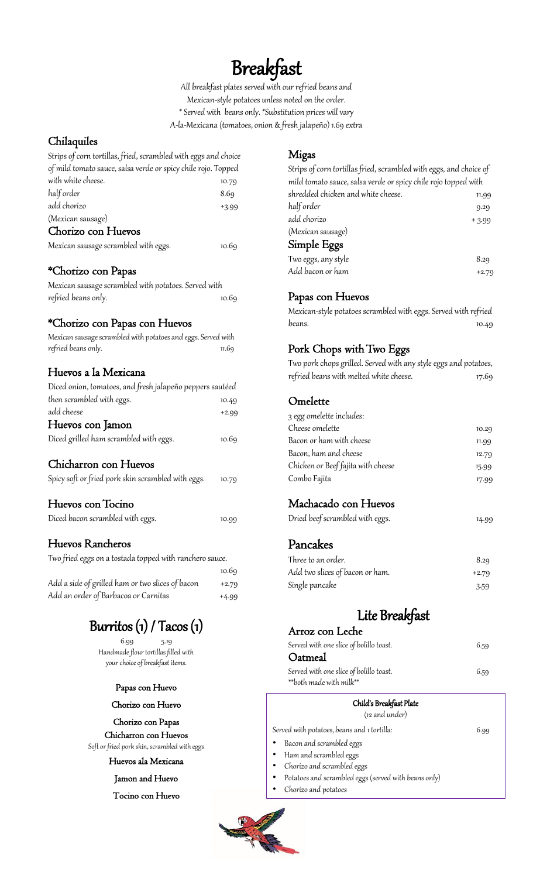# Breakfast

*All breakfast plates served with our refried beans and Mexican-style potatoes unless noted on the order.*
*\* Served with beans only. \*Substitution prices will vary*
*A-la-Mexicana (tomatoes, onion & fresh jalapeño) 1.69 extra*

## Chilaquiles

Strips of corn tortillas, fried, scrambled with eggs and choice of mild tomato sauce, salsa verde or spicy chile rojo. Topped with white cheese. 10.79

half order 8.69

add chorizo (Mexican sausage) +3.99

## Chorizo con Huevos

Mexican sausage scrambled with eggs. 10.69

## *Chorizo con Papas

Mexican sausage scrambled with potatoes. Served with refried beans only. 10.69

## *Chorizo con Papas con Huevos

Mexican sausage scrambled with potatoes and eggs. Served with refried beans only. 11.69

## Huevos a la Mexicana

Diced onion, tomatoes, and fresh jalapeño peppers sautéed then scrambled with eggs. 10.49

add cheese +2.99

## Huevos con Jamon

Diced grilled ham scrambled with eggs. 10.69

## Chicharron con Huevos

Spicy soft or fried pork skin scrambled with eggs. 10.79

## Huevos con Tocino

Diced bacon scrambled with eggs. 10.99

## Huevos Rancheros

Two fried eggs on a tostada topped with ranchero sauce. 10.69

Add a side of grilled ham or two slices of bacon +2.79

Add an order of Barbacoa or Carnitas +4.99

# Burritos (1) / Tacos (1)

6.99 / 5.19

*Handmade flour tortillas filled with your choice of breakfast items.*

- Papas con Huevo
- Chorizo con Huevo
- Chorizo con Papas
- Chicharron con Huevos — *Soft or fried pork skin, scrambled with eggs*
- Huevos ala Mexicana
- Jamon and Huevo
- Tocino con Huevo

## Migas

Strips of corn tortillas fried, scrambled with eggs, and choice of mild tomato sauce, salsa verde or spicy chile rojo topped with shredded chicken and white cheese. 11.99

half order 9.29

add chorizo (Mexican sausage) + 3.99

## Simple Eggs

Two eggs, any style 8.29

Add bacon or ham +2.79

## Papas con Huevos

Mexican-style potatoes scrambled with eggs. Served with refried beans. 10.49

## Pork Chops with Two Eggs

Two pork chops grilled. Served with any style eggs and potatoes, refried beans with melted white cheese. 17.69

## Omelette

3 egg omelette includes:

| Item | Price |
|---|---|
| Cheese omelette | 10.29 |
| Bacon or ham with cheese | 11.99 |
| Bacon, ham and cheese | 12.79 |
| Chicken or Beef fajita with cheese | 15.99 |
| Combo Fajita | 17.99 |

## Machacado con Huevos

Dried beef scrambled with eggs. 14.99

## Pancakes

Three to an order. 8.29

Add two slices of bacon or ham. +2.79

Single pancake 3.59

# Lite Breakfast

## Arroz con Leche

Served with one slice of bolillo toast. 6.59

## Oatmeal

Served with one slice of bolillo toast. 6.59

\*\*both made with milk\*\*

### Child's Breakfast Plate

(12 and under)

Served with potatoes, beans and 1 tortilla: 6.99

- Bacon and scrambled eggs
- Ham and scrambled eggs
- Chorizo and scrambled eggs
- Potatoes and scrambled eggs (served with beans only)
- Chorizo and potatoes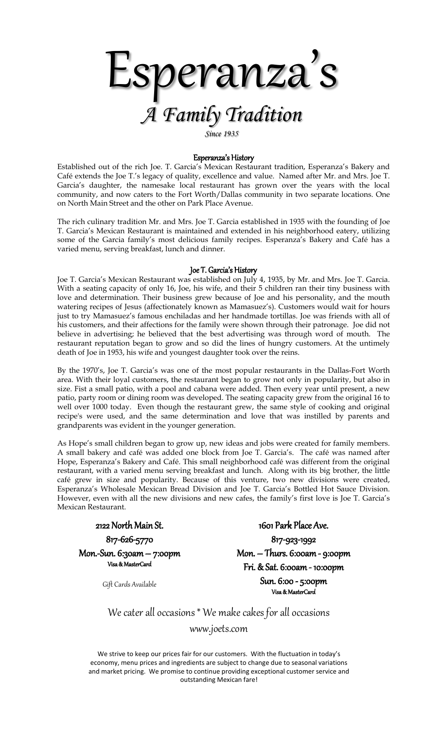# Esperanza's

## *A Family Tradition*

*Since 1935*

### Esperanza's History

Established out of the rich Joe. T. Garcia's Mexican Restaurant tradition, Esperanza's Bakery and Café extends the Joe T.'s legacy of quality, excellence and value. Named after Mr. and Mrs. Joe T. Garcia's daughter, the namesake local restaurant has grown over the years with the local community, and now caters to the Fort Worth/Dallas community in two separate locations. One on North Main Street and the other on Park Place Avenue.

The rich culinary tradition Mr. and Mrs. Joe T. Garcia established in 1935 with the founding of Joe T. Garcia's Mexican Restaurant is maintained and extended in his neighborhood eatery, utilizing some of the Garcia family's most delicious family recipes. Esperanza's Bakery and Café has a varied menu, serving breakfast, lunch and dinner.

### Joe T. Garcia's History

Joe T. Garcia's Mexican Restaurant was established on July 4, 1935, by Mr. and Mrs. Joe T. Garcia. With a seating capacity of only 16, Joe, his wife, and their 5 children ran their tiny business with love and determination. Their business grew because of Joe and his personality, and the mouth watering recipes of Jesus (affectionately known as Mamasuez's). Customers would wait for hours just to try Mamasuez's famous enchiladas and her handmade tortillas. Joe was friends with all of his customers, and their affections for the family were shown through their patronage. Joe did not believe in advertising; he believed that the best advertising was through word of mouth. The restaurant reputation began to grow and so did the lines of hungry customers. At the untimely death of Joe in 1953, his wife and youngest daughter took over the reins.

By the 1970's, Joe T. Garcia's was one of the most popular restaurants in the Dallas-Fort Worth area. With their loyal customers, the restaurant began to grow not only in popularity, but also in size. Fist a small patio, with a pool and cabana were added. Then every year until present, a new patio, party room or dining room was developed. The seating capacity grew from the original 16 to well over 1000 today. Even though the restaurant grew, the same style of cooking and original recipe's were used, and the same determination and love that was instilled by parents and grandparents was evident in the younger generation.

As Hope's small children began to grow up, new ideas and jobs were created for family members. A small bakery and café was added one block from Joe T. Garcia's. The café was named after Hope, Esperanza's Bakery and Café. This small neighborhood café was different from the original restaurant, with a varied menu serving breakfast and lunch. Along with its big brother, the little café grew in size and popularity. Because of this venture, two new divisions were created, Esperanza's Wholesale Mexican Bread Division and Joe T. Garcia's Bottled Hot Sauce Division. However, even with all the new divisions and new cafes, the family's first love is Joe T. Garcia's Mexican Restaurant.

**2122 North Main St.**
**817-626-5770**
**Mon.-Sun. 6:30am – 7:00pm**
Visa & MasterCard

Gift Cards Available

**1601 Park Place Ave.**
**817-923-1992**
**Mon. – Thurs. 6:00am - 9:00pm**
**Fri. & Sat. 6:00am - 10:00pm**
**Sun. 6:00 - 5:00pm**
Visa & MasterCard

We cater all occasions * We make cakes for all occasions

www.joets.com

We strive to keep our prices fair for our customers. With the fluctuation in today's economy, menu prices and ingredients are subject to change due to seasonal variations and market pricing. We promise to continue providing exceptional customer service and outstanding Mexican fare!